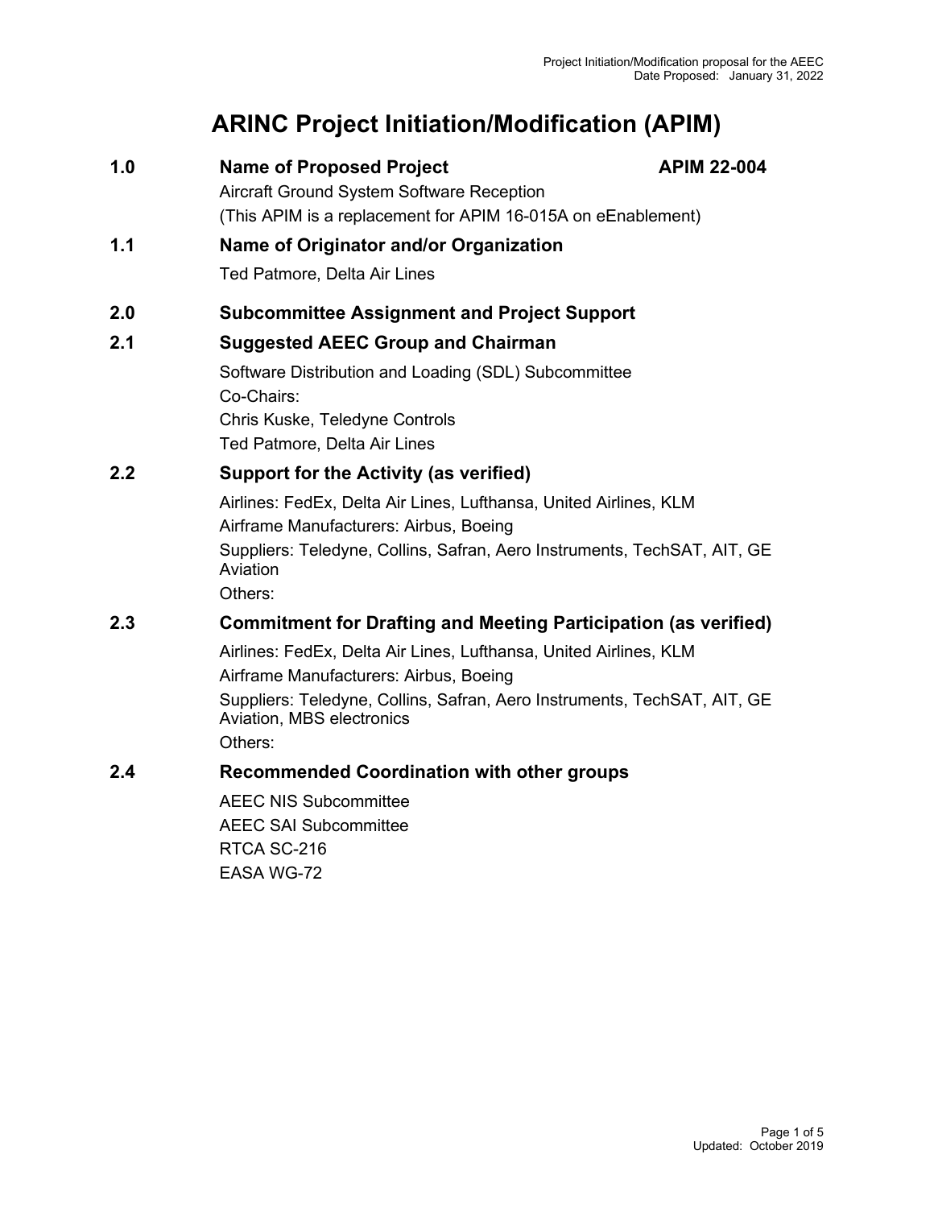# ARINC Project Initiation/Modification (APIM)

## 1.0 Name of Proposed Project — APIM 22-004

Aircraft Ground System Software Reception

(This APIM is a replacement for APIM 16-015A on eEnablement)

## 1.1 Name of Originator and/or Organization

Ted Patmore, Delta Air Lines

## 2.0 Subcommittee Assignment and Project Support

## 2.1 Suggested AEEC Group and Chairman

Software Distribution and Loading (SDL) Subcommittee

Co-Chairs:

Chris Kuske, Teledyne Controls

Ted Patmore, Delta Air Lines

## 2.2 Support for the Activity (as verified)

Airlines: FedEx, Delta Air Lines, Lufthansa, United Airlines, KLM

Airframe Manufacturers: Airbus, Boeing

Suppliers: Teledyne, Collins, Safran, Aero Instruments, TechSAT, AIT, GE Aviation

Others:

## 2.3 Commitment for Drafting and Meeting Participation (as verified)

Airlines: FedEx, Delta Air Lines, Lufthansa, United Airlines, KLM

Airframe Manufacturers: Airbus, Boeing

Suppliers: Teledyne, Collins, Safran, Aero Instruments, TechSAT, AIT, GE Aviation, MBS electronics

Others:

## 2.4 Recommended Coordination with other groups

AEEC NIS Subcommittee

AEEC SAI Subcommittee

RTCA SC-216

EASA WG-72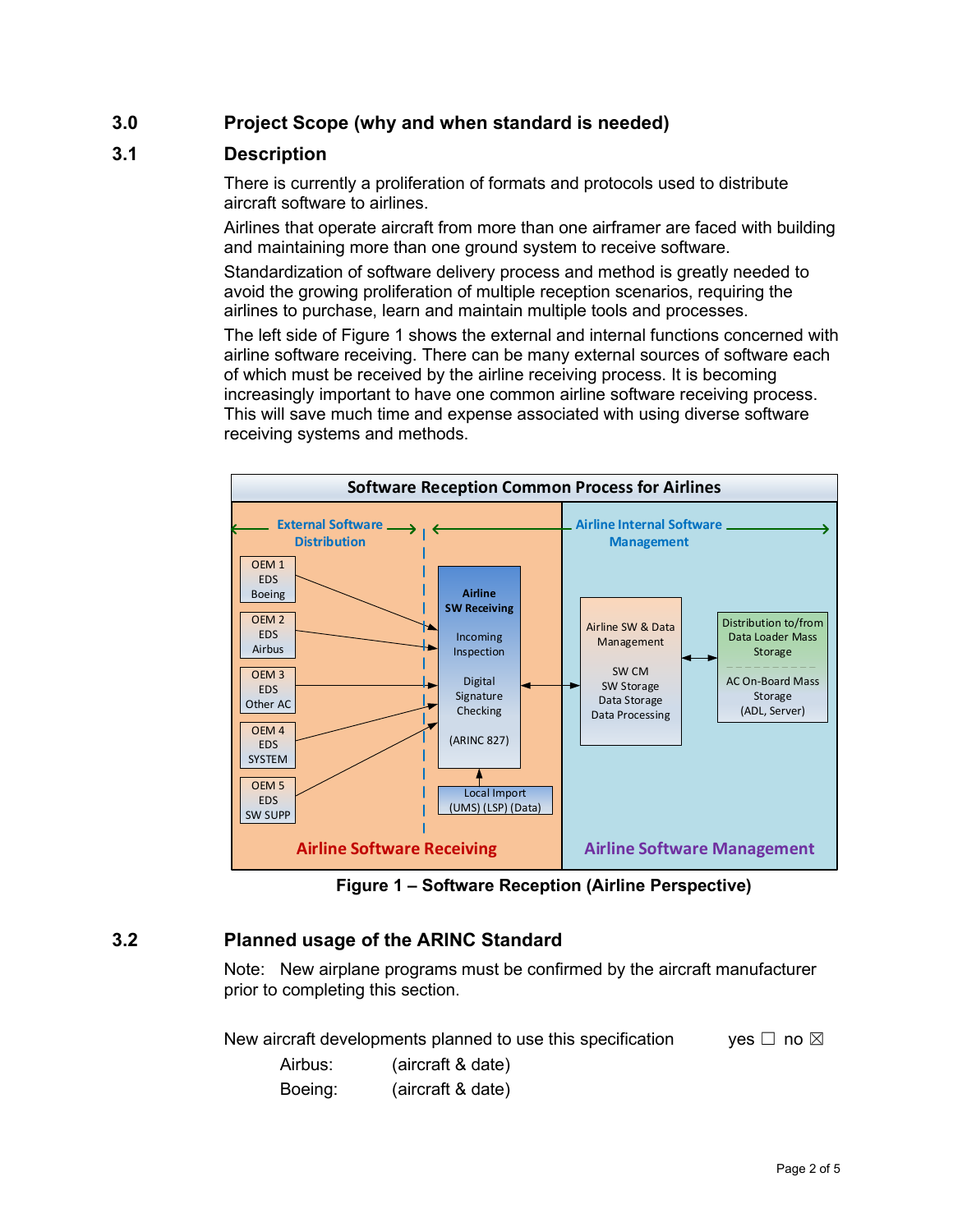## 3.0 Project Scope (why and when standard is needed)

### 3.1 Description

There is currently a proliferation of formats and protocols used to distribute aircraft software to airlines.

Airlines that operate aircraft from more than one airframer are faced with building and maintaining more than one ground system to receive software.

Standardization of software delivery process and method is greatly needed to avoid the growing proliferation of multiple reception scenarios, requiring the airlines to purchase, learn and maintain multiple tools and processes.

The left side of Figure 1 shows the external and internal functions concerned with airline software receiving. There can be many external sources of software each of which must be received by the airline receiving process. It is becoming increasingly important to have one common airline software receiving process. This will save much time and expense associated with using diverse software receiving systems and methods.

**Figure 1 – Software Reception (Airline Perspective)**

### 3.2 Planned usage of the ARINC Standard

Note: New airplane programs must be confirmed by the aircraft manufacturer prior to completing this section.

New aircraft developments planned to use this specification yes ☐ no ☒

Airbus: (aircraft & date)

Boeing: (aircraft & date)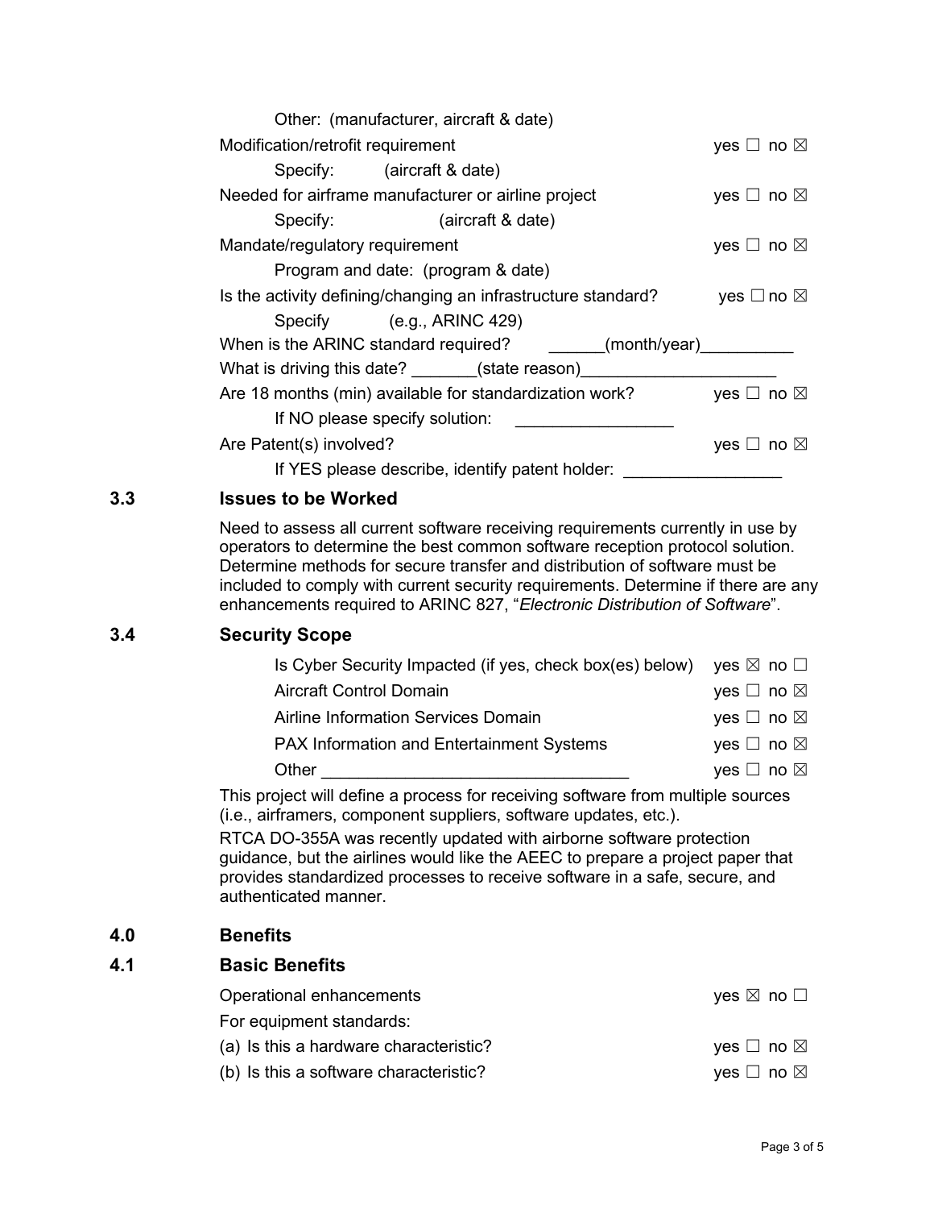Other: (manufacturer, aircraft & date)

Modification/retrofit requirement yes ☐ no ☒

Specify: (aircraft & date)

Needed for airframe manufacturer or airline project yes ☐ no ☒

Specify: (aircraft & date)

Mandate/regulatory requirement yes ☐ no ☒

Program and date: (program & date)

Is the activity defining/changing an infrastructure standard? yes ☐ no ☒

Specify (e.g., ARINC 429)

When is the ARINC standard required? ______(month/year)__________

What is driving this date? _______(state reason)____________________

Are 18 months (min) available for standardization work? yes ☐ no ☒

If NO please specify solution: ________________

Are Patent(s) involved? yes ☐ no ☒

If YES please describe, identify patent holder: ________________

## 3.3 Issues to be Worked

Need to assess all current software receiving requirements currently in use by operators to determine the best common software reception protocol solution. Determine methods for secure transfer and distribution of software must be included to comply with current security requirements. Determine if there are any enhancements required to ARINC 827, "*Electronic Distribution of Software*".

## 3.4 Security Scope

Is Cyber Security Impacted (if yes, check box(es) below) yes ☒ no ☐

Aircraft Control Domain yes ☐ no ☒

Airline Information Services Domain yes ☐ no ☒

PAX Information and Entertainment Systems yes ☐ no ☒

Other ______________________________ yes ☐ no ☒

This project will define a process for receiving software from multiple sources (i.e., airframers, component suppliers, software updates, etc.).

RTCA DO-355A was recently updated with airborne software protection guidance, but the airlines would like the AEEC to prepare a project paper that provides standardized processes to receive software in a safe, secure, and authenticated manner.

# 4.0 Benefits

## 4.1 Basic Benefits

Operational enhancements yes ☒ no ☐

For equipment standards:

(a) Is this a hardware characteristic? yes ☐ no ☒

(b) Is this a software characteristic? yes ☐ no ☒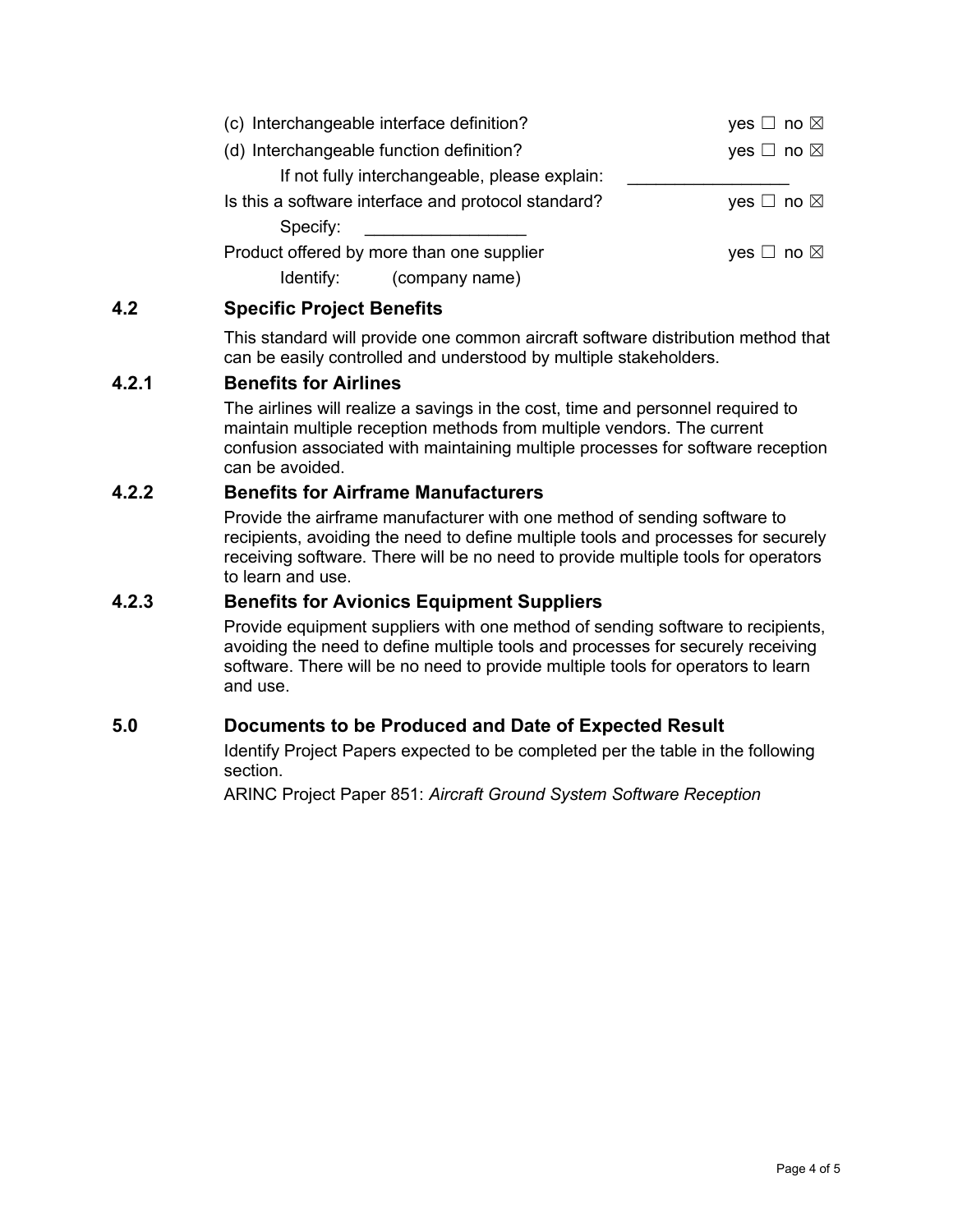(c) Interchangeable interface definition? yes ☐ no ☒

(d) Interchangeable function definition? yes ☐ no ☒

If not fully interchangeable, please explain: ________________

Is this a software interface and protocol standard? yes ☐ no ☒

Specify: ________________

Product offered by more than one supplier yes ☐ no ☒

Identify: (company name)

## 4.2 Specific Project Benefits

This standard will provide one common aircraft software distribution method that can be easily controlled and understood by multiple stakeholders.

### 4.2.1 Benefits for Airlines

The airlines will realize a savings in the cost, time and personnel required to maintain multiple reception methods from multiple vendors. The current confusion associated with maintaining multiple processes for software reception can be avoided.

### 4.2.2 Benefits for Airframe Manufacturers

Provide the airframe manufacturer with one method of sending software to recipients, avoiding the need to define multiple tools and processes for securely receiving software. There will be no need to provide multiple tools for operators to learn and use.

### 4.2.3 Benefits for Avionics Equipment Suppliers

Provide equipment suppliers with one method of sending software to recipients, avoiding the need to define multiple tools and processes for securely receiving software. There will be no need to provide multiple tools for operators to learn and use.

## 5.0 Documents to be Produced and Date of Expected Result

Identify Project Papers expected to be completed per the table in the following section.

ARINC Project Paper 851: *Aircraft Ground System Software Reception*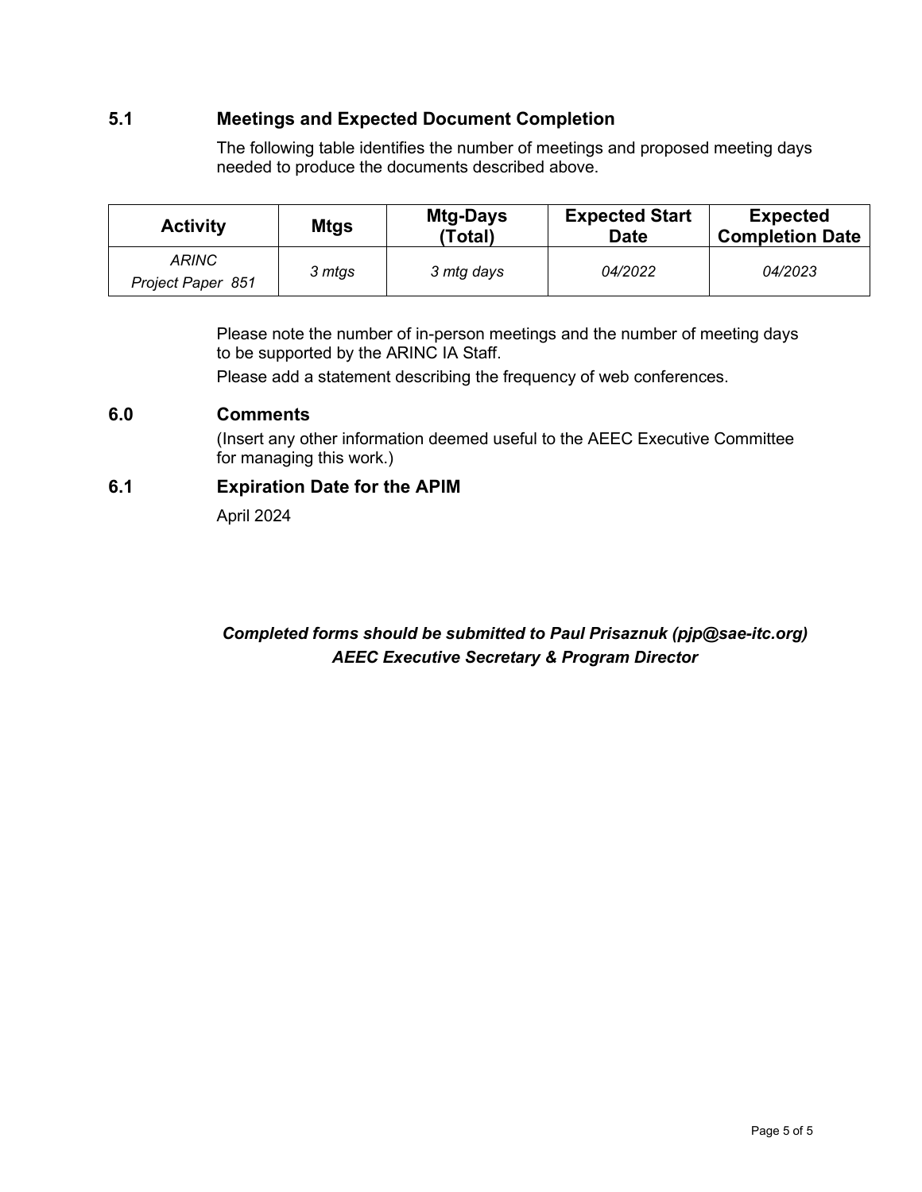## 5.1 Meetings and Expected Document Completion

The following table identifies the number of meetings and proposed meeting days needed to produce the documents described above.

| Activity | Mtgs | Mtg-Days (Total) | Expected Start Date | Expected Completion Date |
|---|---|---|---|---|
| *ARINC Project Paper 851* | *3 mtgs* | *3 mtg days* | *04/2022* | *04/2023* |

Please note the number of in-person meetings and the number of meeting days to be supported by the ARINC IA Staff.

Please add a statement describing the frequency of web conferences.

## 6.0 Comments

(Insert any other information deemed useful to the AEEC Executive Committee for managing this work.)

## 6.1 Expiration Date for the APIM

April 2024

***Completed forms should be submitted to Paul Prisaznuk (pjp@sae-itc.org)***
***AEEC Executive Secretary & Program Director***